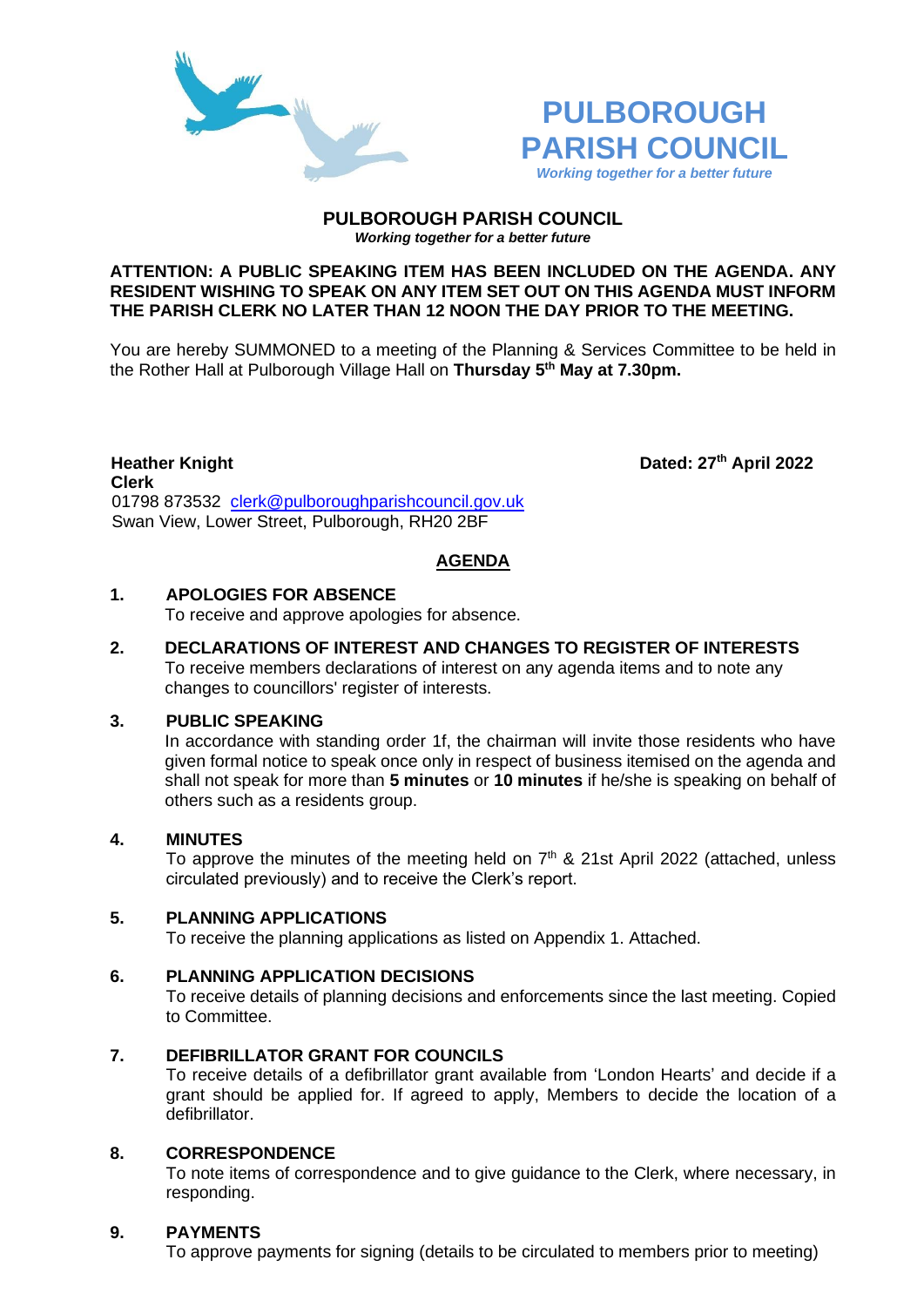# PULBOROUGH PARISH COUNCIL

*Working together for a better future*

## PULBOROUGH PARISH COUNCIL

***Working together for a better future***

**ATTENTION: A PUBLIC SPEAKING ITEM HAS BEEN INCLUDED ON THE AGENDA. ANY RESIDENT WISHING TO SPEAK ON ANY ITEM SET OUT ON THIS AGENDA MUST INFORM THE PARISH CLERK NO LATER THAN 12 NOON THE DAY PRIOR TO THE MEETING.**

You are hereby SUMMONED to a meeting of the Planning & Services Committee to be held in the Rother Hall at Pulborough Village Hall on **Thursday 5th May at 7.30pm.**

**Heather Knight**
**Clerk**
01798 873532 clerk@pulboroughparishcouncil.gov.uk
Swan View, Lower Street, Pulborough, RH20 2BF

**Dated: 27th April 2022**

## AGENDA

**1. APOLOGIES FOR ABSENCE**
To receive and approve apologies for absence.

**2. DECLARATIONS OF INTEREST AND CHANGES TO REGISTER OF INTERESTS**
To receive members declarations of interest on any agenda items and to note any changes to councillors' register of interests.

**3. PUBLIC SPEAKING**
In accordance with standing order 1f, the chairman will invite those residents who have given formal notice to speak once only in respect of business itemised on the agenda and shall not speak for more than **5 minutes** or **10 minutes** if he/she is speaking on behalf of others such as a residents group.

**4. MINUTES**
To approve the minutes of the meeting held on 7th & 21st April 2022 (attached, unless circulated previously) and to receive the Clerk's report.

**5. PLANNING APPLICATIONS**
To receive the planning applications as listed on Appendix 1. Attached.

**6. PLANNING APPLICATION DECISIONS**
To receive details of planning decisions and enforcements since the last meeting. Copied to Committee.

**7. DEFIBRILLATOR GRANT FOR COUNCILS**
To receive details of a defibrillator grant available from 'London Hearts' and decide if a grant should be applied for. If agreed to apply, Members to decide the location of a defibrillator.

**8. CORRESPONDENCE**
To note items of correspondence and to give guidance to the Clerk, where necessary, in responding.

**9. PAYMENTS**
To approve payments for signing (details to be circulated to members prior to meeting)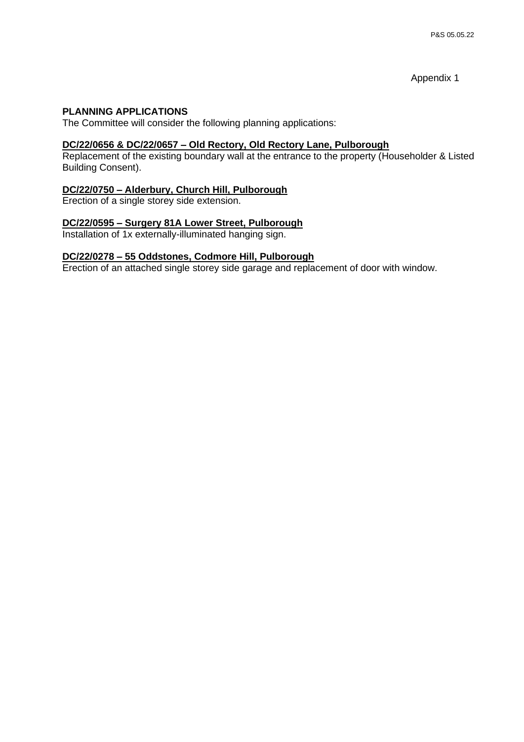Appendix 1

## PLANNING APPLICATIONS

The Committee will consider the following planning applications:

### DC/22/0656 & DC/22/0657 – Old Rectory, Old Rectory Lane, Pulborough

Replacement of the existing boundary wall at the entrance to the property (Householder & Listed Building Consent).

### DC/22/0750 – Alderbury, Church Hill, Pulborough

Erection of a single storey side extension.

### DC/22/0595 – Surgery 81A Lower Street, Pulborough

Installation of 1x externally-illuminated hanging sign.

### DC/22/0278 – 55 Oddstones, Codmore Hill, Pulborough

Erection of an attached single storey side garage and replacement of door with window.